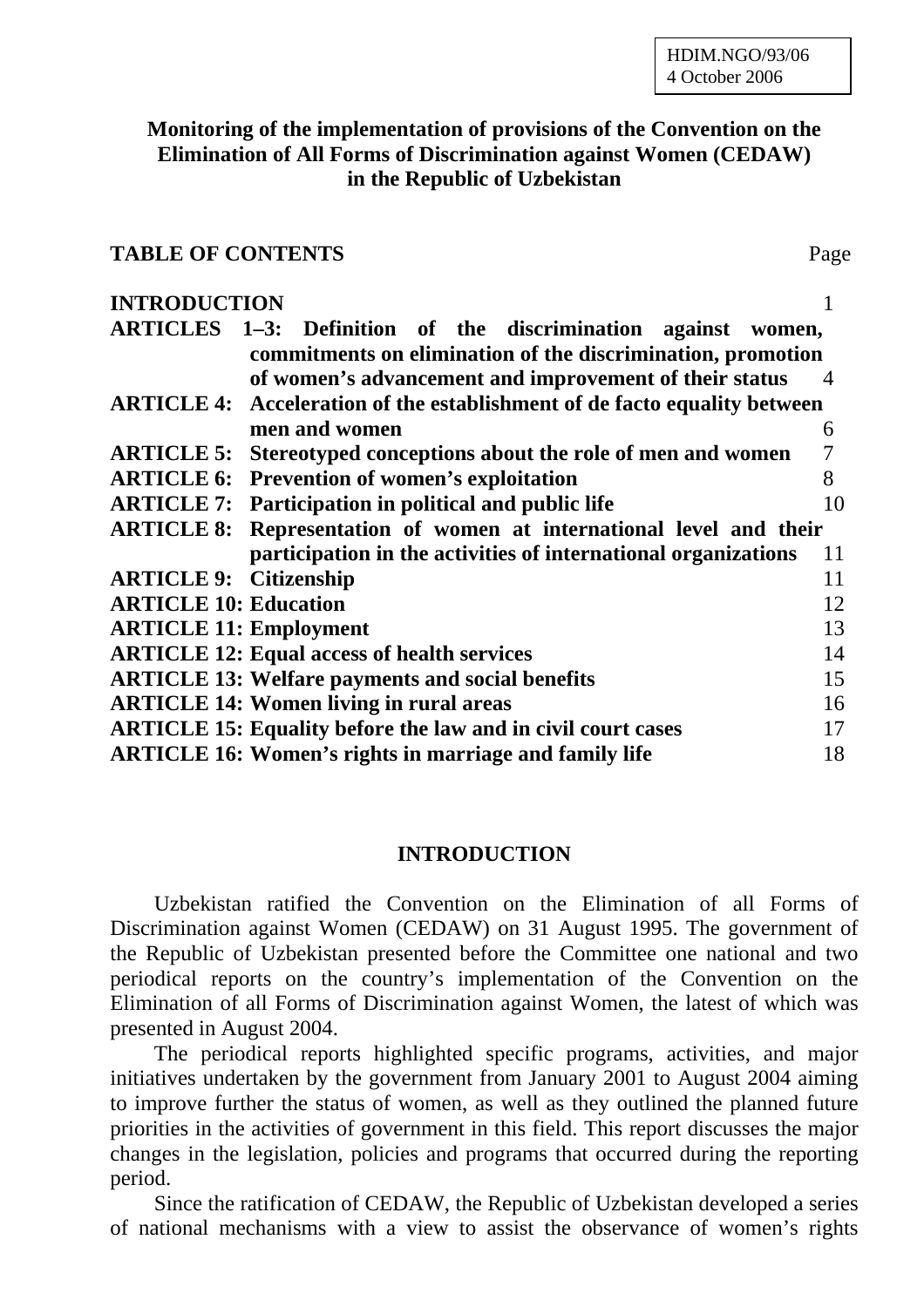HDIM.NGO/93/06
4 October 2006

# Monitoring of the implementation of provisions of the Convention on the Elimination of All Forms of Discrimination against Women (CEDAW) in the Republic of Uzbekistan

## TABLE OF CONTENTS

| | | Page |
|---|---|---|
| **INTRODUCTION** | | 1 |
| **ARTICLES 1–3:** | **Definition of the discrimination against women, commitments on elimination of the discrimination, promotion of women's advancement and improvement of their status** | 4 |
| **ARTICLE 4:** | **Acceleration of the establishment of de facto equality between men and women** | 6 |
| **ARTICLE 5:** | **Stereotyped conceptions about the role of men and women** | 7 |
| **ARTICLE 6:** | **Prevention of women's exploitation** | 8 |
| **ARTICLE 7:** | **Participation in political and public life** | 10 |
| **ARTICLE 8:** | **Representation of women at international level and their participation in the activities of international organizations** | 11 |
| **ARTICLE 9:** | **Citizenship** | 11 |
| **ARTICLE 10:** | **Education** | 12 |
| **ARTICLE 11:** | **Employment** | 13 |
| **ARTICLE 12:** | **Equal access of health services** | 14 |
| **ARTICLE 13:** | **Welfare payments and social benefits** | 15 |
| **ARTICLE 14:** | **Women living in rural areas** | 16 |
| **ARTICLE 15:** | **Equality before the law and in civil court cases** | 17 |
| **ARTICLE 16:** | **Women's rights in marriage and family life** | 18 |

## INTRODUCTION

Uzbekistan ratified the Convention on the Elimination of all Forms of Discrimination against Women (CEDAW) on 31 August 1995. The government of the Republic of Uzbekistan presented before the Committee one national and two periodical reports on the country's implementation of the Convention on the Elimination of all Forms of Discrimination against Women, the latest of which was presented in August 2004.

The periodical reports highlighted specific programs, activities, and major initiatives undertaken by the government from January 2001 to August 2004 aiming to improve further the status of women, as well as they outlined the planned future priorities in the activities of government in this field. This report discusses the major changes in the legislation, policies and programs that occurred during the reporting period.

Since the ratification of CEDAW, the Republic of Uzbekistan developed a series of national mechanisms with a view to assist the observance of women's rights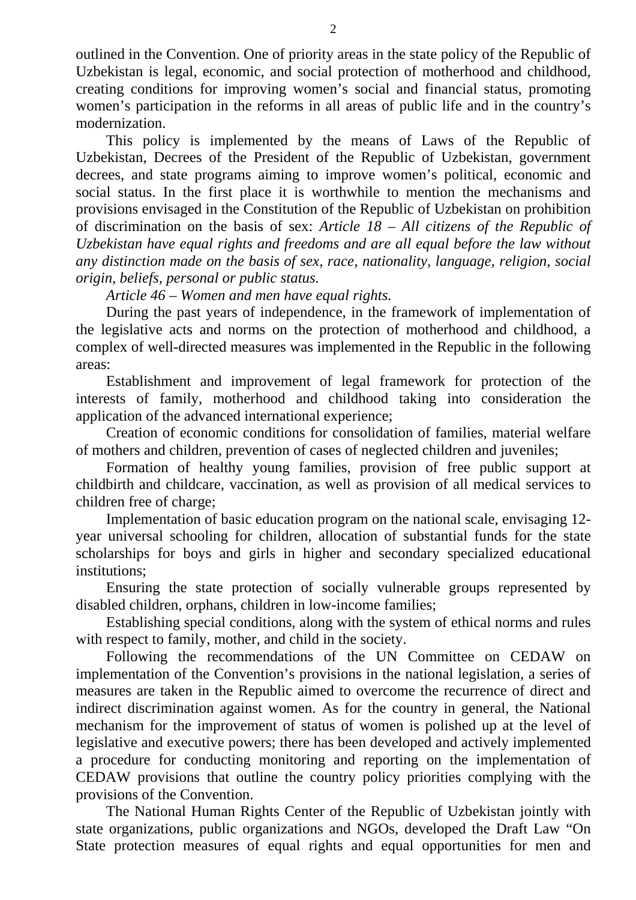outlined in the Convention. One of priority areas in the state policy of the Republic of Uzbekistan is legal, economic, and social protection of motherhood and childhood, creating conditions for improving women's social and financial status, promoting women's participation in the reforms in all areas of public life and in the country's modernization.

This policy is implemented by the means of Laws of the Republic of Uzbekistan, Decrees of the President of the Republic of Uzbekistan, government decrees, and state programs aiming to improve women's political, economic and social status. In the first place it is worthwhile to mention the mechanisms and provisions envisaged in the Constitution of the Republic of Uzbekistan on prohibition of discrimination on the basis of sex: *Article 18 – All citizens of the Republic of Uzbekistan have equal rights and freedoms and are all equal before the law without any distinction made on the basis of sex, race, nationality, language, religion, social origin, beliefs, personal or public status.*

*Article 46 – Women and men have equal rights.*

During the past years of independence, in the framework of implementation of the legislative acts and norms on the protection of motherhood and childhood, a complex of well-directed measures was implemented in the Republic in the following areas:

Establishment and improvement of legal framework for protection of the interests of family, motherhood and childhood taking into consideration the application of the advanced international experience;

Creation of economic conditions for consolidation of families, material welfare of mothers and children, prevention of cases of neglected children and juveniles;

Formation of healthy young families, provision of free public support at childbirth and childcare, vaccination, as well as provision of all medical services to children free of charge;

Implementation of basic education program on the national scale, envisaging 12-year universal schooling for children, allocation of substantial funds for the state scholarships for boys and girls in higher and secondary specialized educational institutions;

Ensuring the state protection of socially vulnerable groups represented by disabled children, orphans, children in low-income families;

Establishing special conditions, along with the system of ethical norms and rules with respect to family, mother, and child in the society.

Following the recommendations of the UN Committee on CEDAW on implementation of the Convention's provisions in the national legislation, a series of measures are taken in the Republic aimed to overcome the recurrence of direct and indirect discrimination against women. As for the country in general, the National mechanism for the improvement of status of women is polished up at the level of legislative and executive powers; there has been developed and actively implemented a procedure for conducting monitoring and reporting on the implementation of CEDAW provisions that outline the country policy priorities complying with the provisions of the Convention.

The National Human Rights Center of the Republic of Uzbekistan jointly with state organizations, public organizations and NGOs, developed the Draft Law "On State protection measures of equal rights and equal opportunities for men and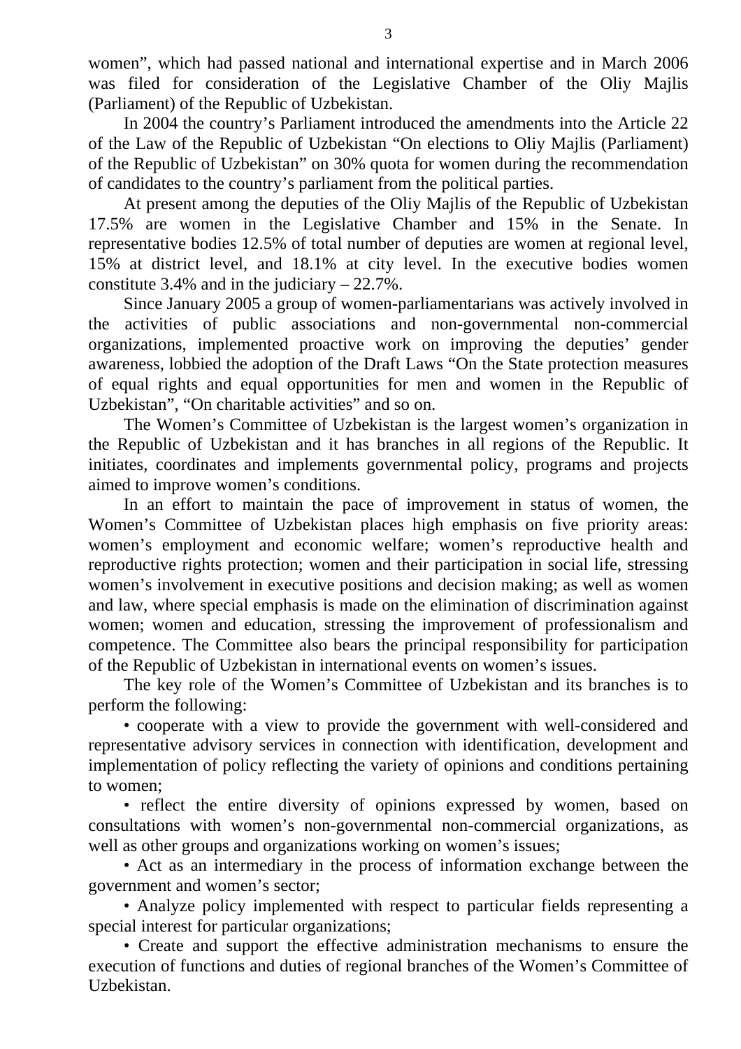women", which had passed national and international expertise and in March 2006 was filed for consideration of the Legislative Chamber of the Oliy Majlis (Parliament) of the Republic of Uzbekistan.

In 2004 the country's Parliament introduced the amendments into the Article 22 of the Law of the Republic of Uzbekistan "On elections to Oliy Majlis (Parliament) of the Republic of Uzbekistan" on 30% quota for women during the recommendation of candidates to the country's parliament from the political parties.

At present among the deputies of the Oliy Majlis of the Republic of Uzbekistan 17.5% are women in the Legislative Chamber and 15% in the Senate. In representative bodies 12.5% of total number of deputies are women at regional level, 15% at district level, and 18.1% at city level. In the executive bodies women constitute 3.4% and in the judiciary – 22.7%.

Since January 2005 a group of women-parliamentarians was actively involved in the activities of public associations and non-governmental non-commercial organizations, implemented proactive work on improving the deputies' gender awareness, lobbied the adoption of the Draft Laws "On the State protection measures of equal rights and equal opportunities for men and women in the Republic of Uzbekistan", "On charitable activities" and so on.

The Women's Committee of Uzbekistan is the largest women's organization in the Republic of Uzbekistan and it has branches in all regions of the Republic. It initiates, coordinates and implements governmental policy, programs and projects aimed to improve women's conditions.

In an effort to maintain the pace of improvement in status of women, the Women's Committee of Uzbekistan places high emphasis on five priority areas: women's employment and economic welfare; women's reproductive health and reproductive rights protection; women and their participation in social life, stressing women's involvement in executive positions and decision making; as well as women and law, where special emphasis is made on the elimination of discrimination against women; women and education, stressing the improvement of professionalism and competence. The Committee also bears the principal responsibility for participation of the Republic of Uzbekistan in international events on women's issues.

The key role of the Women's Committee of Uzbekistan and its branches is to perform the following:

- cooperate with a view to provide the government with well-considered and representative advisory services in connection with identification, development and implementation of policy reflecting the variety of opinions and conditions pertaining to women;
- reflect the entire diversity of opinions expressed by women, based on consultations with women's non-governmental non-commercial organizations, as well as other groups and organizations working on women's issues;
- Act as an intermediary in the process of information exchange between the government and women's sector;
- Analyze policy implemented with respect to particular fields representing a special interest for particular organizations;
- Create and support the effective administration mechanisms to ensure the execution of functions and duties of regional branches of the Women's Committee of Uzbekistan.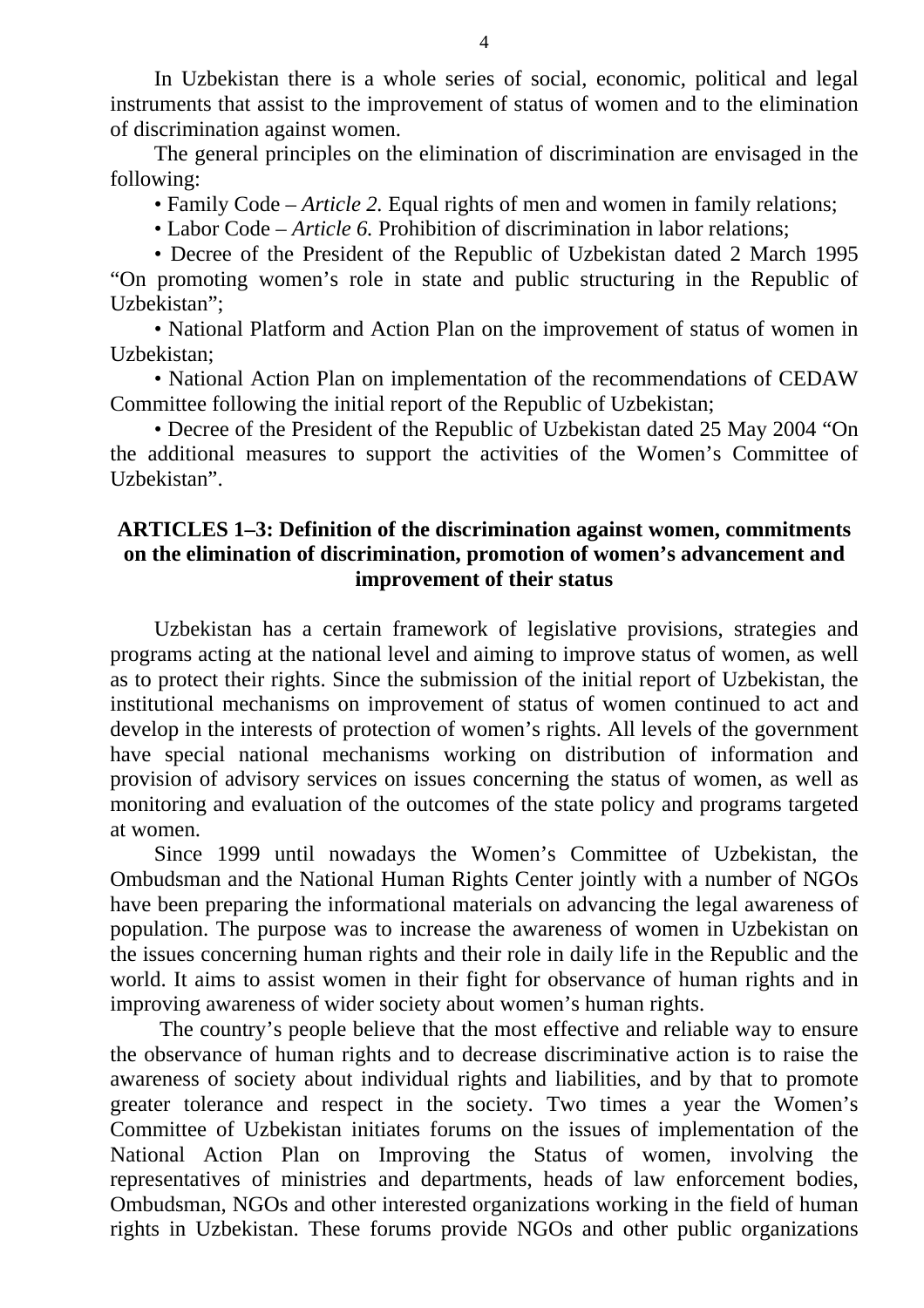In Uzbekistan there is a whole series of social, economic, political and legal instruments that assist to the improvement of status of women and to the elimination of discrimination against women.

The general principles on the elimination of discrimination are envisaged in the following:

- Family Code – *Article 2.* Equal rights of men and women in family relations;
- Labor Code – *Article 6.* Prohibition of discrimination in labor relations;
- Decree of the President of the Republic of Uzbekistan dated 2 March 1995 "On promoting women's role in state and public structuring in the Republic of Uzbekistan";
- National Platform and Action Plan on the improvement of status of women in Uzbekistan;
- National Action Plan on implementation of the recommendations of CEDAW Committee following the initial report of the Republic of Uzbekistan;
- Decree of the President of the Republic of Uzbekistan dated 25 May 2004 "On the additional measures to support the activities of the Women's Committee of Uzbekistan".

## ARTICLES 1–3: Definition of the discrimination against women, commitments on the elimination of discrimination, promotion of women's advancement and improvement of their status

Uzbekistan has a certain framework of legislative provisions, strategies and programs acting at the national level and aiming to improve status of women, as well as to protect their rights. Since the submission of the initial report of Uzbekistan, the institutional mechanisms on improvement of status of women continued to act and develop in the interests of protection of women's rights. All levels of the government have special national mechanisms working on distribution of information and provision of advisory services on issues concerning the status of women, as well as monitoring and evaluation of the outcomes of the state policy and programs targeted at women.

Since 1999 until nowadays the Women's Committee of Uzbekistan, the Ombudsman and the National Human Rights Center jointly with a number of NGOs have been preparing the informational materials on advancing the legal awareness of population. The purpose was to increase the awareness of women in Uzbekistan on the issues concerning human rights and their role in daily life in the Republic and the world. It aims to assist women in their fight for observance of human rights and in improving awareness of wider society about women's human rights.

The country's people believe that the most effective and reliable way to ensure the observance of human rights and to decrease discriminative action is to raise the awareness of society about individual rights and liabilities, and by that to promote greater tolerance and respect in the society. Two times a year the Women's Committee of Uzbekistan initiates forums on the issues of implementation of the National Action Plan on Improving the Status of women, involving the representatives of ministries and departments, heads of law enforcement bodies, Ombudsman, NGOs and other interested organizations working in the field of human rights in Uzbekistan. These forums provide NGOs and other public organizations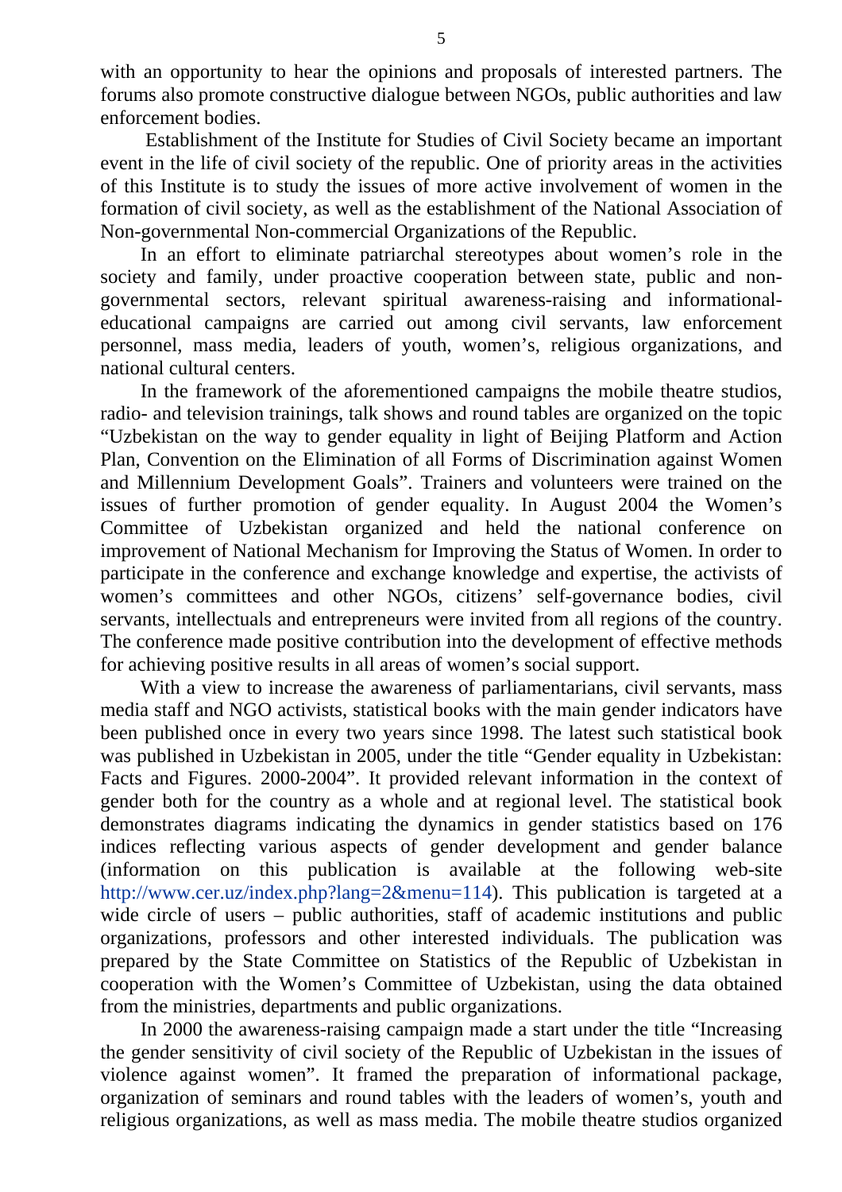with an opportunity to hear the opinions and proposals of interested partners. The forums also promote constructive dialogue between NGOs, public authorities and law enforcement bodies.

Establishment of the Institute for Studies of Civil Society became an important event in the life of civil society of the republic. One of priority areas in the activities of this Institute is to study the issues of more active involvement of women in the formation of civil society, as well as the establishment of the National Association of Non-governmental Non-commercial Organizations of the Republic.

In an effort to eliminate patriarchal stereotypes about women's role in the society and family, under proactive cooperation between state, public and non-governmental sectors, relevant spiritual awareness-raising and informational-educational campaigns are carried out among civil servants, law enforcement personnel, mass media, leaders of youth, women's, religious organizations, and national cultural centers.

In the framework of the aforementioned campaigns the mobile theatre studios, radio- and television trainings, talk shows and round tables are organized on the topic "Uzbekistan on the way to gender equality in light of Beijing Platform and Action Plan, Convention on the Elimination of all Forms of Discrimination against Women and Millennium Development Goals". Trainers and volunteers were trained on the issues of further promotion of gender equality. In August 2004 the Women's Committee of Uzbekistan organized and held the national conference on improvement of National Mechanism for Improving the Status of Women. In order to participate in the conference and exchange knowledge and expertise, the activists of women's committees and other NGOs, citizens' self-governance bodies, civil servants, intellectuals and entrepreneurs were invited from all regions of the country. The conference made positive contribution into the development of effective methods for achieving positive results in all areas of women's social support.

With a view to increase the awareness of parliamentarians, civil servants, mass media staff and NGO activists, statistical books with the main gender indicators have been published once in every two years since 1998. The latest such statistical book was published in Uzbekistan in 2005, under the title "Gender equality in Uzbekistan: Facts and Figures. 2000-2004". It provided relevant information in the context of gender both for the country as a whole and at regional level. The statistical book demonstrates diagrams indicating the dynamics in gender statistics based on 176 indices reflecting various aspects of gender development and gender balance (information on this publication is available at the following web-site http://www.cer.uz/index.php?lang=2&menu=114). This publication is targeted at a wide circle of users – public authorities, staff of academic institutions and public organizations, professors and other interested individuals. The publication was prepared by the State Committee on Statistics of the Republic of Uzbekistan in cooperation with the Women's Committee of Uzbekistan, using the data obtained from the ministries, departments and public organizations.

In 2000 the awareness-raising campaign made a start under the title "Increasing the gender sensitivity of civil society of the Republic of Uzbekistan in the issues of violence against women". It framed the preparation of informational package, organization of seminars and round tables with the leaders of women's, youth and religious organizations, as well as mass media. The mobile theatre studios organized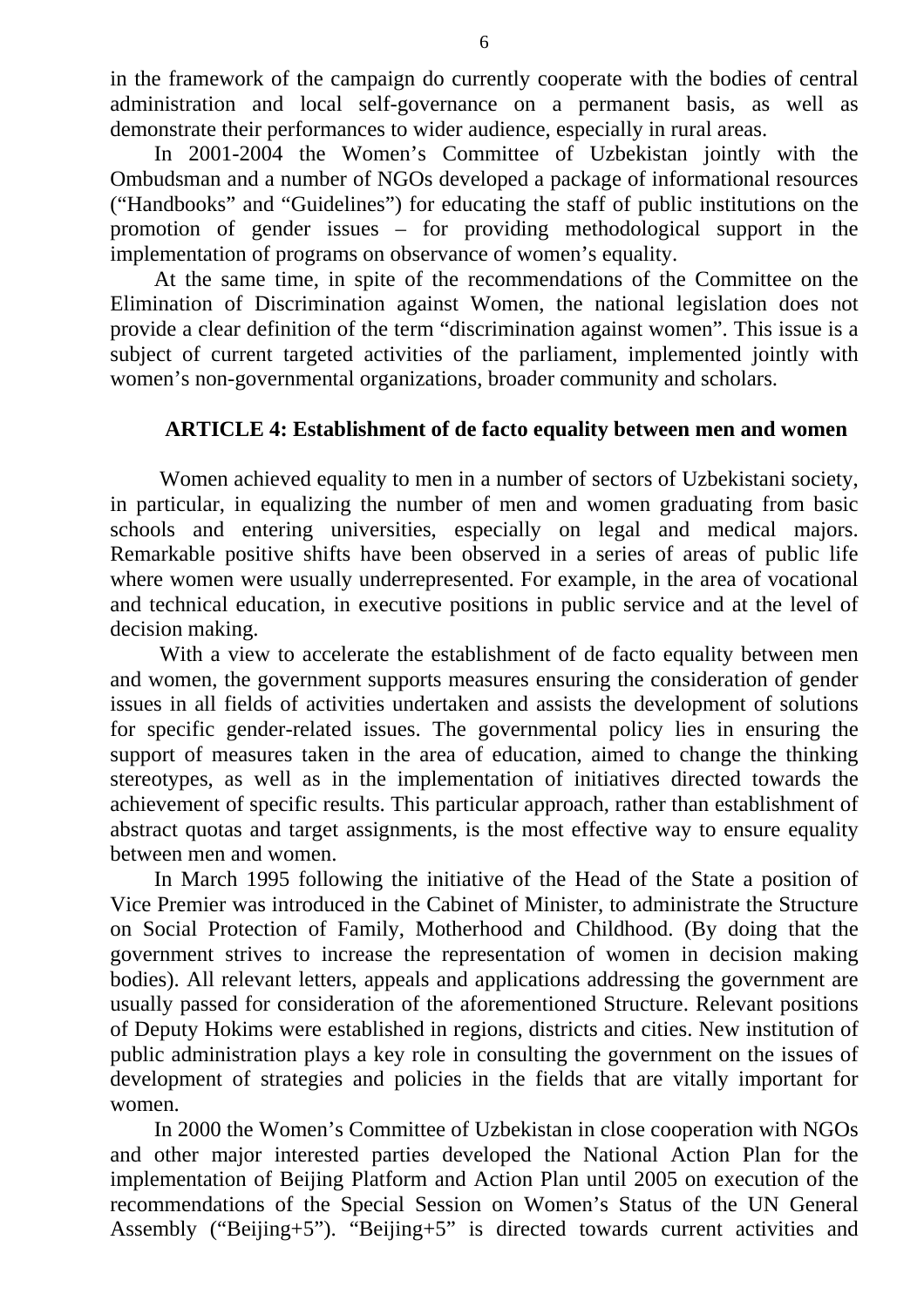in the framework of the campaign do currently cooperate with the bodies of central administration and local self-governance on a permanent basis, as well as demonstrate their performances to wider audience, especially in rural areas.

In 2001-2004 the Women's Committee of Uzbekistan jointly with the Ombudsman and a number of NGOs developed a package of informational resources ("Handbooks" and "Guidelines") for educating the staff of public institutions on the promotion of gender issues – for providing methodological support in the implementation of programs on observance of women's equality.

At the same time, in spite of the recommendations of the Committee on the Elimination of Discrimination against Women, the national legislation does not provide a clear definition of the term "discrimination against women". This issue is a subject of current targeted activities of the parliament, implemented jointly with women's non-governmental organizations, broader community and scholars.

## ARTICLE 4: Establishment of de facto equality between men and women

Women achieved equality to men in a number of sectors of Uzbekistani society, in particular, in equalizing the number of men and women graduating from basic schools and entering universities, especially on legal and medical majors. Remarkable positive shifts have been observed in a series of areas of public life where women were usually underrepresented. For example, in the area of vocational and technical education, in executive positions in public service and at the level of decision making.

With a view to accelerate the establishment of de facto equality between men and women, the government supports measures ensuring the consideration of gender issues in all fields of activities undertaken and assists the development of solutions for specific gender-related issues. The governmental policy lies in ensuring the support of measures taken in the area of education, aimed to change the thinking stereotypes, as well as in the implementation of initiatives directed towards the achievement of specific results. This particular approach, rather than establishment of abstract quotas and target assignments, is the most effective way to ensure equality between men and women.

In March 1995 following the initiative of the Head of the State a position of Vice Premier was introduced in the Cabinet of Minister, to administrate the Structure on Social Protection of Family, Motherhood and Childhood. (By doing that the government strives to increase the representation of women in decision making bodies). All relevant letters, appeals and applications addressing the government are usually passed for consideration of the aforementioned Structure. Relevant positions of Deputy Hokims were established in regions, districts and cities. New institution of public administration plays a key role in consulting the government on the issues of development of strategies and policies in the fields that are vitally important for women.

In 2000 the Women's Committee of Uzbekistan in close cooperation with NGOs and other major interested parties developed the National Action Plan for the implementation of Beijing Platform and Action Plan until 2005 on execution of the recommendations of the Special Session on Women's Status of the UN General Assembly ("Beijing+5"). "Beijing+5" is directed towards current activities and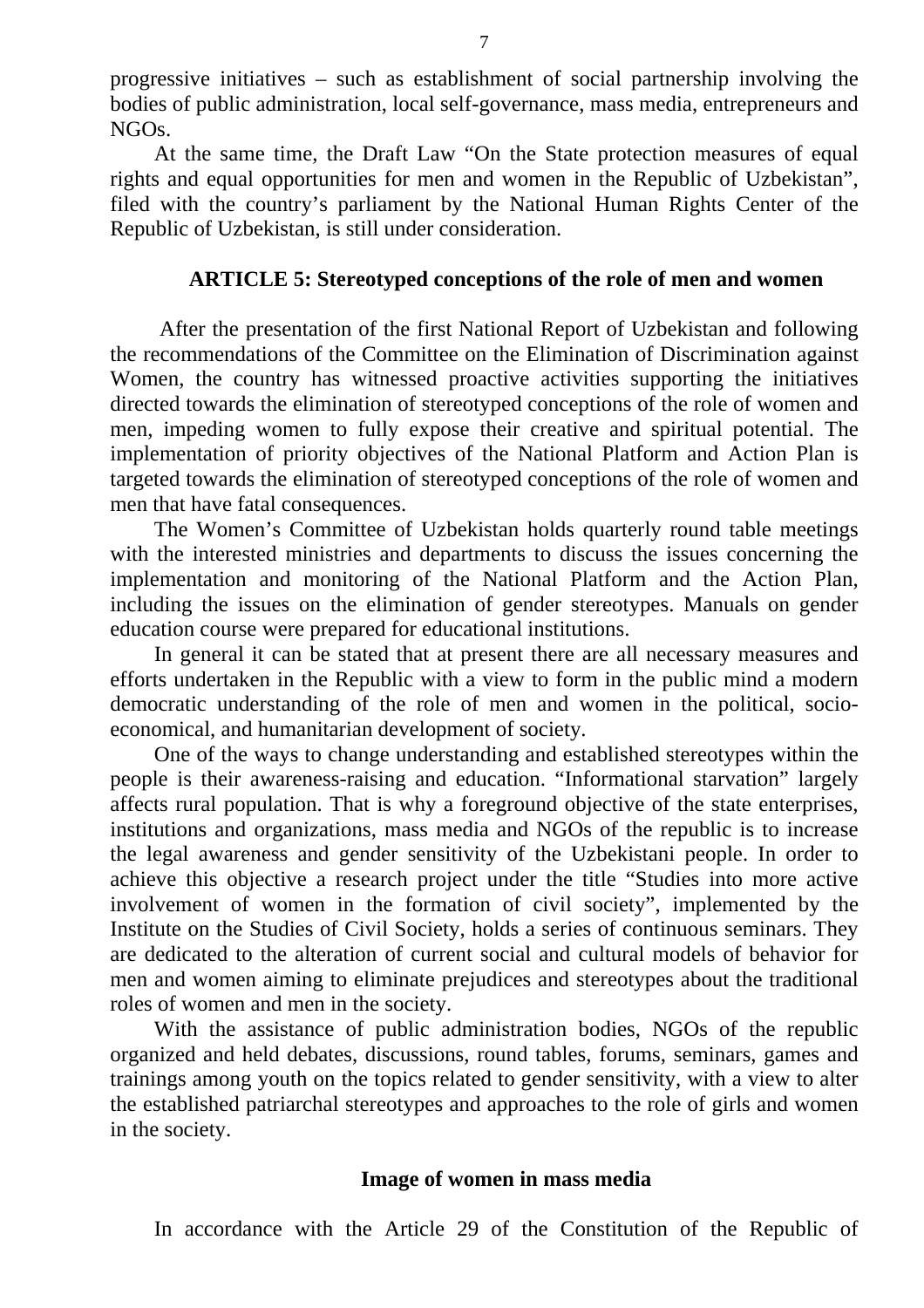progressive initiatives – such as establishment of social partnership involving the bodies of public administration, local self-governance, mass media, entrepreneurs and NGOs.

At the same time, the Draft Law "On the State protection measures of equal rights and equal opportunities for men and women in the Republic of Uzbekistan", filed with the country's parliament by the National Human Rights Center of the Republic of Uzbekistan, is still under consideration.

## ARTICLE 5: Stereotyped conceptions of the role of men and women

After the presentation of the first National Report of Uzbekistan and following the recommendations of the Committee on the Elimination of Discrimination against Women, the country has witnessed proactive activities supporting the initiatives directed towards the elimination of stereotyped conceptions of the role of women and men, impeding women to fully expose their creative and spiritual potential. The implementation of priority objectives of the National Platform and Action Plan is targeted towards the elimination of stereotyped conceptions of the role of women and men that have fatal consequences.

The Women's Committee of Uzbekistan holds quarterly round table meetings with the interested ministries and departments to discuss the issues concerning the implementation and monitoring of the National Platform and the Action Plan, including the issues on the elimination of gender stereotypes. Manuals on gender education course were prepared for educational institutions.

In general it can be stated that at present there are all necessary measures and efforts undertaken in the Republic with a view to form in the public mind a modern democratic understanding of the role of men and women in the political, socio-economical, and humanitarian development of society.

One of the ways to change understanding and established stereotypes within the people is their awareness-raising and education. "Informational starvation" largely affects rural population. That is why a foreground objective of the state enterprises, institutions and organizations, mass media and NGOs of the republic is to increase the legal awareness and gender sensitivity of the Uzbekistani people. In order to achieve this objective a research project under the title "Studies into more active involvement of women in the formation of civil society", implemented by the Institute on the Studies of Civil Society, holds a series of continuous seminars. They are dedicated to the alteration of current social and cultural models of behavior for men and women aiming to eliminate prejudices and stereotypes about the traditional roles of women and men in the society.

With the assistance of public administration bodies, NGOs of the republic organized and held debates, discussions, round tables, forums, seminars, games and trainings among youth on the topics related to gender sensitivity, with a view to alter the established patriarchal stereotypes and approaches to the role of girls and women in the society.

### Image of women in mass media

In accordance with the Article 29 of the Constitution of the Republic of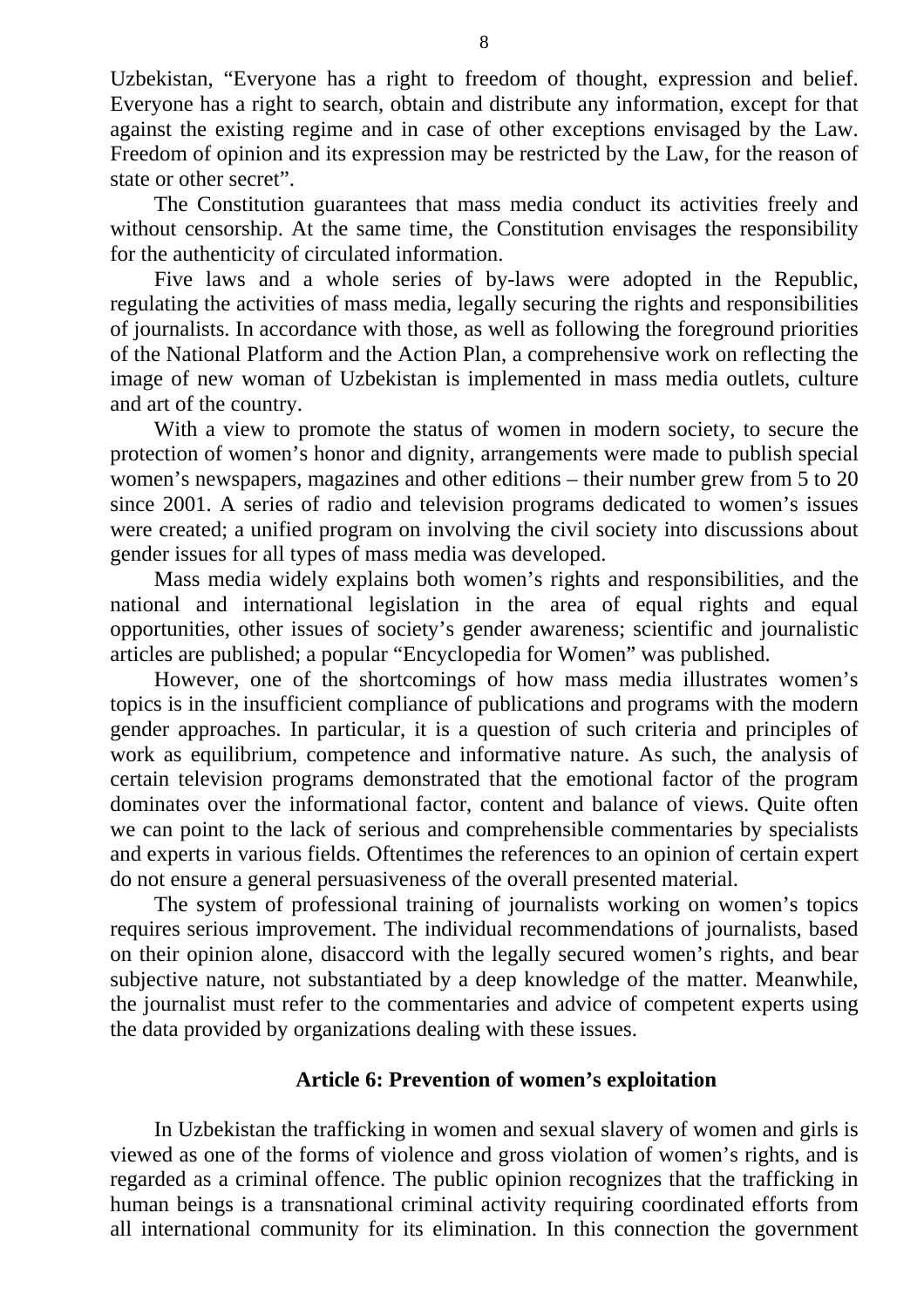Uzbekistan, "Everyone has a right to freedom of thought, expression and belief. Everyone has a right to search, obtain and distribute any information, except for that against the existing regime and in case of other exceptions envisaged by the Law. Freedom of opinion and its expression may be restricted by the Law, for the reason of state or other secret".

The Constitution guarantees that mass media conduct its activities freely and without censorship. At the same time, the Constitution envisages the responsibility for the authenticity of circulated information.

Five laws and a whole series of by-laws were adopted in the Republic, regulating the activities of mass media, legally securing the rights and responsibilities of journalists. In accordance with those, as well as following the foreground priorities of the National Platform and the Action Plan, a comprehensive work on reflecting the image of new woman of Uzbekistan is implemented in mass media outlets, culture and art of the country.

With a view to promote the status of women in modern society, to secure the protection of women's honor and dignity, arrangements were made to publish special women's newspapers, magazines and other editions – their number grew from 5 to 20 since 2001. A series of radio and television programs dedicated to women's issues were created; a unified program on involving the civil society into discussions about gender issues for all types of mass media was developed.

Mass media widely explains both women's rights and responsibilities, and the national and international legislation in the area of equal rights and equal opportunities, other issues of society's gender awareness; scientific and journalistic articles are published; a popular "Encyclopedia for Women" was published.

However, one of the shortcomings of how mass media illustrates women's topics is in the insufficient compliance of publications and programs with the modern gender approaches. In particular, it is a question of such criteria and principles of work as equilibrium, competence and informative nature. As such, the analysis of certain television programs demonstrated that the emotional factor of the program dominates over the informational factor, content and balance of views. Quite often we can point to the lack of serious and comprehensible commentaries by specialists and experts in various fields. Oftentimes the references to an opinion of certain expert do not ensure a general persuasiveness of the overall presented material.

The system of professional training of journalists working on women's topics requires serious improvement. The individual recommendations of journalists, based on their opinion alone, disaccord with the legally secured women's rights, and bear subjective nature, not substantiated by a deep knowledge of the matter. Meanwhile, the journalist must refer to the commentaries and advice of competent experts using the data provided by organizations dealing with these issues.

**Article 6: Prevention of women's exploitation**

In Uzbekistan the trafficking in women and sexual slavery of women and girls is viewed as one of the forms of violence and gross violation of women's rights, and is regarded as a criminal offence. The public opinion recognizes that the trafficking in human beings is a transnational criminal activity requiring coordinated efforts from all international community for its elimination. In this connection the government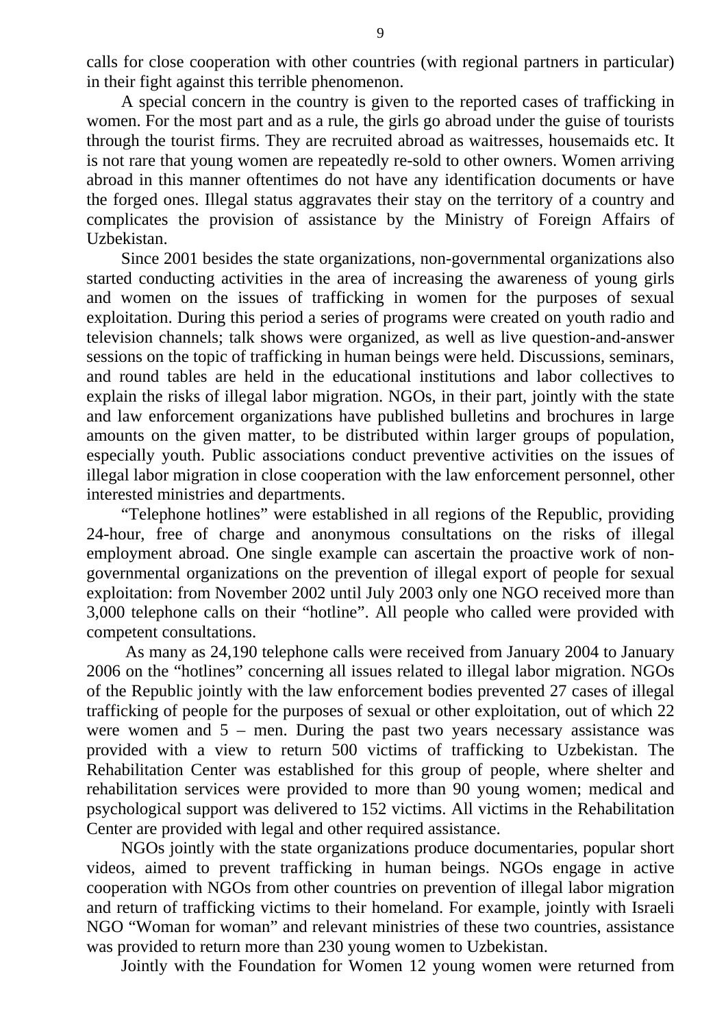calls for close cooperation with other countries (with regional partners in particular) in their fight against this terrible phenomenon.

A special concern in the country is given to the reported cases of trafficking in women. For the most part and as a rule, the girls go abroad under the guise of tourists through the tourist firms. They are recruited abroad as waitresses, housemaids etc. It is not rare that young women are repeatedly re-sold to other owners. Women arriving abroad in this manner oftentimes do not have any identification documents or have the forged ones. Illegal status aggravates their stay on the territory of a country and complicates the provision of assistance by the Ministry of Foreign Affairs of Uzbekistan.

Since 2001 besides the state organizations, non-governmental organizations also started conducting activities in the area of increasing the awareness of young girls and women on the issues of trafficking in women for the purposes of sexual exploitation. During this period a series of programs were created on youth radio and television channels; talk shows were organized, as well as live question-and-answer sessions on the topic of trafficking in human beings were held. Discussions, seminars, and round tables are held in the educational institutions and labor collectives to explain the risks of illegal labor migration. NGOs, in their part, jointly with the state and law enforcement organizations have published bulletins and brochures in large amounts on the given matter, to be distributed within larger groups of population, especially youth. Public associations conduct preventive activities on the issues of illegal labor migration in close cooperation with the law enforcement personnel, other interested ministries and departments.

"Telephone hotlines" were established in all regions of the Republic, providing 24-hour, free of charge and anonymous consultations on the risks of illegal employment abroad. One single example can ascertain the proactive work of non-governmental organizations on the prevention of illegal export of people for sexual exploitation: from November 2002 until July 2003 only one NGO received more than 3,000 telephone calls on their "hotline". All people who called were provided with competent consultations.

As many as 24,190 telephone calls were received from January 2004 to January 2006 on the "hotlines" concerning all issues related to illegal labor migration. NGOs of the Republic jointly with the law enforcement bodies prevented 27 cases of illegal trafficking of people for the purposes of sexual or other exploitation, out of which 22 were women and 5 – men. During the past two years necessary assistance was provided with a view to return 500 victims of trafficking to Uzbekistan. The Rehabilitation Center was established for this group of people, where shelter and rehabilitation services were provided to more than 90 young women; medical and psychological support was delivered to 152 victims. All victims in the Rehabilitation Center are provided with legal and other required assistance.

NGOs jointly with the state organizations produce documentaries, popular short videos, aimed to prevent trafficking in human beings. NGOs engage in active cooperation with NGOs from other countries on prevention of illegal labor migration and return of trafficking victims to their homeland. For example, jointly with Israeli NGO "Woman for woman" and relevant ministries of these two countries, assistance was provided to return more than 230 young women to Uzbekistan.

Jointly with the Foundation for Women 12 young women were returned from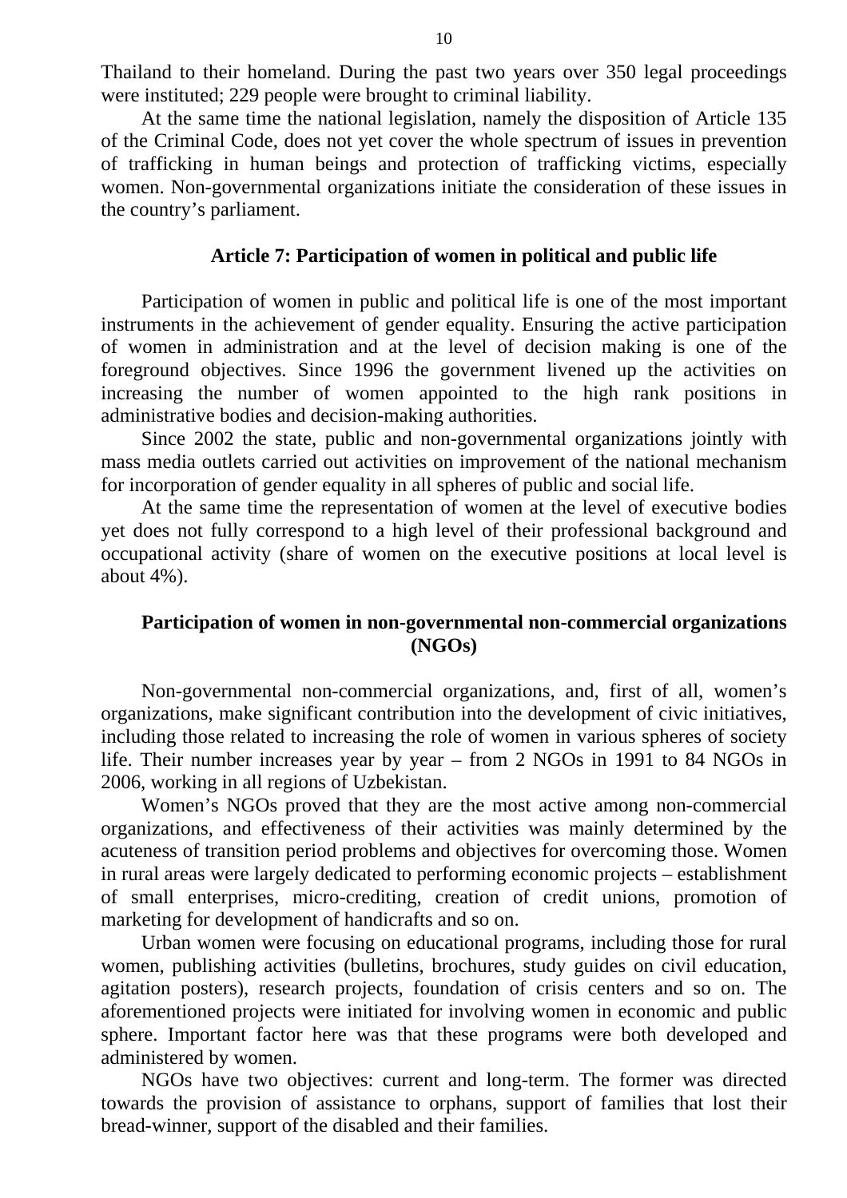Thailand to their homeland. During the past two years over 350 legal proceedings were instituted; 229 people were brought to criminal liability.

At the same time the national legislation, namely the disposition of Article 135 of the Criminal Code, does not yet cover the whole spectrum of issues in prevention of trafficking in human beings and protection of trafficking victims, especially women. Non-governmental organizations initiate the consideration of these issues in the country's parliament.

## Article 7: Participation of women in political and public life

Participation of women in public and political life is one of the most important instruments in the achievement of gender equality. Ensuring the active participation of women in administration and at the level of decision making is one of the foreground objectives. Since 1996 the government livened up the activities on increasing the number of women appointed to the high rank positions in administrative bodies and decision-making authorities.

Since 2002 the state, public and non-governmental organizations jointly with mass media outlets carried out activities on improvement of the national mechanism for incorporation of gender equality in all spheres of public and social life.

At the same time the representation of women at the level of executive bodies yet does not fully correspond to a high level of their professional background and occupational activity (share of women on the executive positions at local level is about 4%).

### Participation of women in non-governmental non-commercial organizations (NGOs)

Non-governmental non-commercial organizations, and, first of all, women's organizations, make significant contribution into the development of civic initiatives, including those related to increasing the role of women in various spheres of society life. Their number increases year by year – from 2 NGOs in 1991 to 84 NGOs in 2006, working in all regions of Uzbekistan.

Women's NGOs proved that they are the most active among non-commercial organizations, and effectiveness of their activities was mainly determined by the acuteness of transition period problems and objectives for overcoming those. Women in rural areas were largely dedicated to performing economic projects – establishment of small enterprises, micro-crediting, creation of credit unions, promotion of marketing for development of handicrafts and so on.

Urban women were focusing on educational programs, including those for rural women, publishing activities (bulletins, brochures, study guides on civil education, agitation posters), research projects, foundation of crisis centers and so on. The aforementioned projects were initiated for involving women in economic and public sphere. Important factor here was that these programs were both developed and administered by women.

NGOs have two objectives: current and long-term. The former was directed towards the provision of assistance to orphans, support of families that lost their bread-winner, support of the disabled and their families.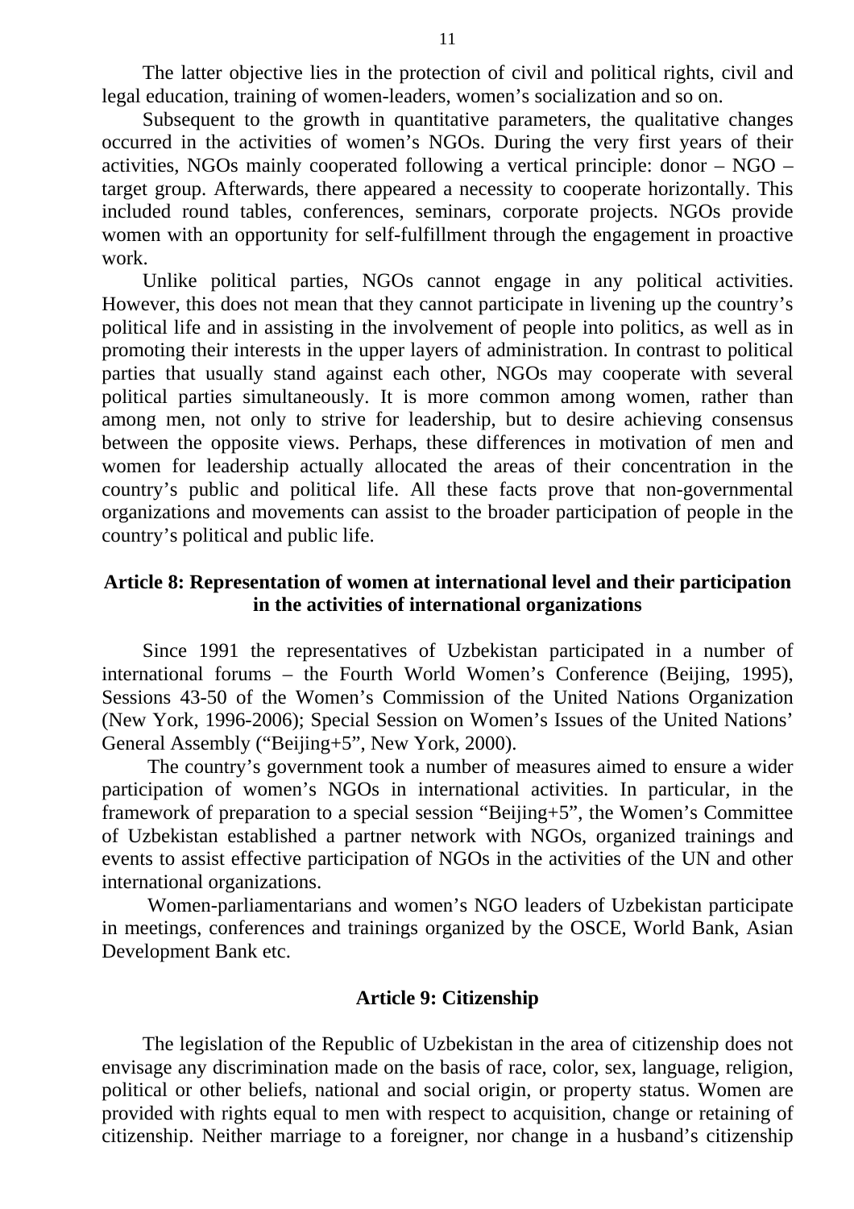The latter objective lies in the protection of civil and political rights, civil and legal education, training of women-leaders, women's socialization and so on.

Subsequent to the growth in quantitative parameters, the qualitative changes occurred in the activities of women's NGOs. During the very first years of their activities, NGOs mainly cooperated following a vertical principle: donor – NGO – target group. Afterwards, there appeared a necessity to cooperate horizontally. This included round tables, conferences, seminars, corporate projects. NGOs provide women with an opportunity for self-fulfillment through the engagement in proactive work.

Unlike political parties, NGOs cannot engage in any political activities. However, this does not mean that they cannot participate in livening up the country's political life and in assisting in the involvement of people into politics, as well as in promoting their interests in the upper layers of administration. In contrast to political parties that usually stand against each other, NGOs may cooperate with several political parties simultaneously. It is more common among women, rather than among men, not only to strive for leadership, but to desire achieving consensus between the opposite views. Perhaps, these differences in motivation of men and women for leadership actually allocated the areas of their concentration in the country's public and political life. All these facts prove that non-governmental organizations and movements can assist to the broader participation of people in the country's political and public life.

## Article 8: Representation of women at international level and their participation in the activities of international organizations

Since 1991 the representatives of Uzbekistan participated in a number of international forums – the Fourth World Women's Conference (Beijing, 1995), Sessions 43-50 of the Women's Commission of the United Nations Organization (New York, 1996-2006); Special Session on Women's Issues of the United Nations' General Assembly ("Beijing+5", New York, 2000).

The country's government took a number of measures aimed to ensure a wider participation of women's NGOs in international activities. In particular, in the framework of preparation to a special session "Beijing+5", the Women's Committee of Uzbekistan established a partner network with NGOs, organized trainings and events to assist effective participation of NGOs in the activities of the UN and other international organizations.

Women-parliamentarians and women's NGO leaders of Uzbekistan participate in meetings, conferences and trainings organized by the OSCE, World Bank, Asian Development Bank etc.

## Article 9: Citizenship

The legislation of the Republic of Uzbekistan in the area of citizenship does not envisage any discrimination made on the basis of race, color, sex, language, religion, political or other beliefs, national and social origin, or property status. Women are provided with rights equal to men with respect to acquisition, change or retaining of citizenship. Neither marriage to a foreigner, nor change in a husband's citizenship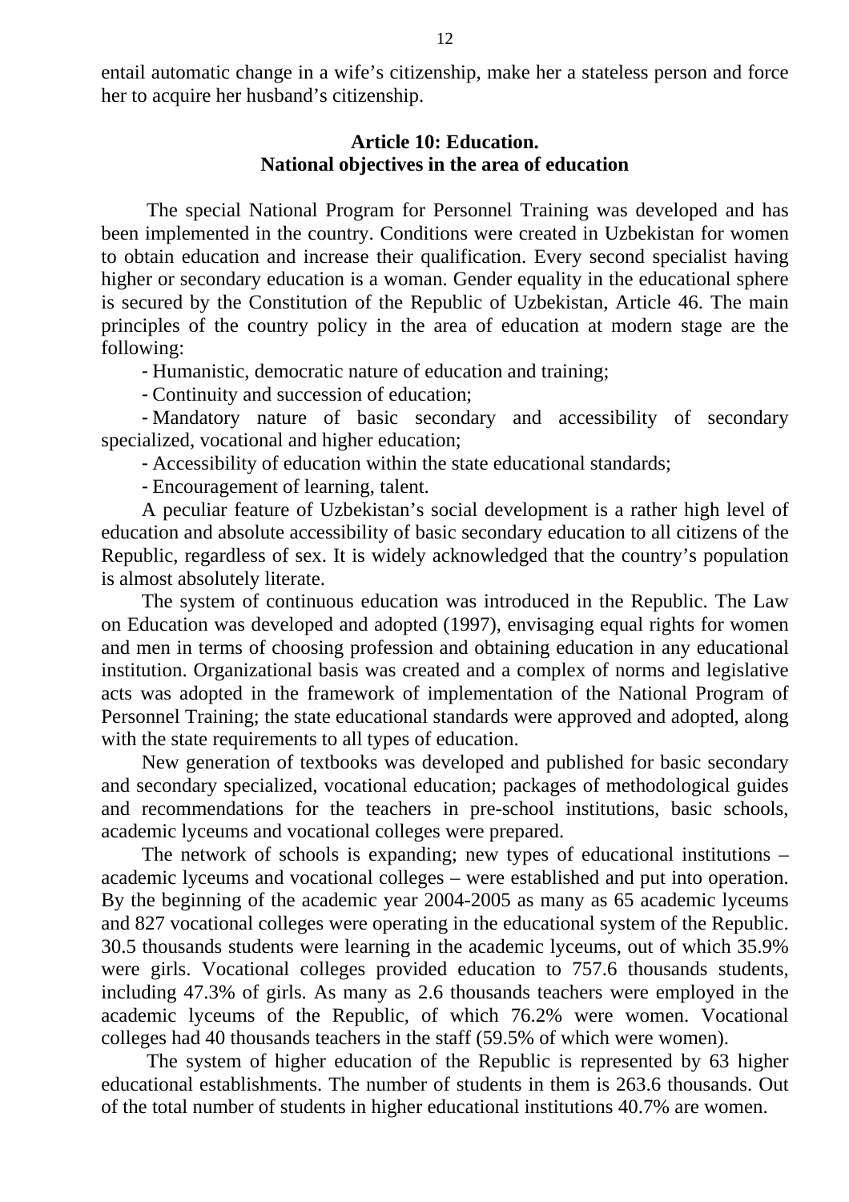entail automatic change in a wife's citizenship, make her a stateless person and force her to acquire her husband's citizenship.

### Article 10: Education. National objectives in the area of education

The special National Program for Personnel Training was developed and has been implemented in the country. Conditions were created in Uzbekistan for women to obtain education and increase their qualification. Every second specialist having higher or secondary education is a woman. Gender equality in the educational sphere is secured by the Constitution of the Republic of Uzbekistan, Article 46. The main principles of the country policy in the area of education at modern stage are the following:

- Humanistic, democratic nature of education and training;
- Continuity and succession of education;
- Mandatory nature of basic secondary and accessibility of secondary specialized, vocational and higher education;
- Accessibility of education within the state educational standards;
- Encouragement of learning, talent.

A peculiar feature of Uzbekistan's social development is a rather high level of education and absolute accessibility of basic secondary education to all citizens of the Republic, regardless of sex. It is widely acknowledged that the country's population is almost absolutely literate.

The system of continuous education was introduced in the Republic. The Law on Education was developed and adopted (1997), envisaging equal rights for women and men in terms of choosing profession and obtaining education in any educational institution. Organizational basis was created and a complex of norms and legislative acts was adopted in the framework of implementation of the National Program of Personnel Training; the state educational standards were approved and adopted, along with the state requirements to all types of education.

New generation of textbooks was developed and published for basic secondary and secondary specialized, vocational education; packages of methodological guides and recommendations for the teachers in pre-school institutions, basic schools, academic lyceums and vocational colleges were prepared.

The network of schools is expanding; new types of educational institutions – academic lyceums and vocational colleges – were established and put into operation. By the beginning of the academic year 2004-2005 as many as 65 academic lyceums and 827 vocational colleges were operating in the educational system of the Republic. 30.5 thousands students were learning in the academic lyceums, out of which 35.9% were girls. Vocational colleges provided education to 757.6 thousands students, including 47.3% of girls. As many as 2.6 thousands teachers were employed in the academic lyceums of the Republic, of which 76.2% were women. Vocational colleges had 40 thousands teachers in the staff (59.5% of which were women).

The system of higher education of the Republic is represented by 63 higher educational establishments. The number of students in them is 263.6 thousands. Out of the total number of students in higher educational institutions 40.7% are women.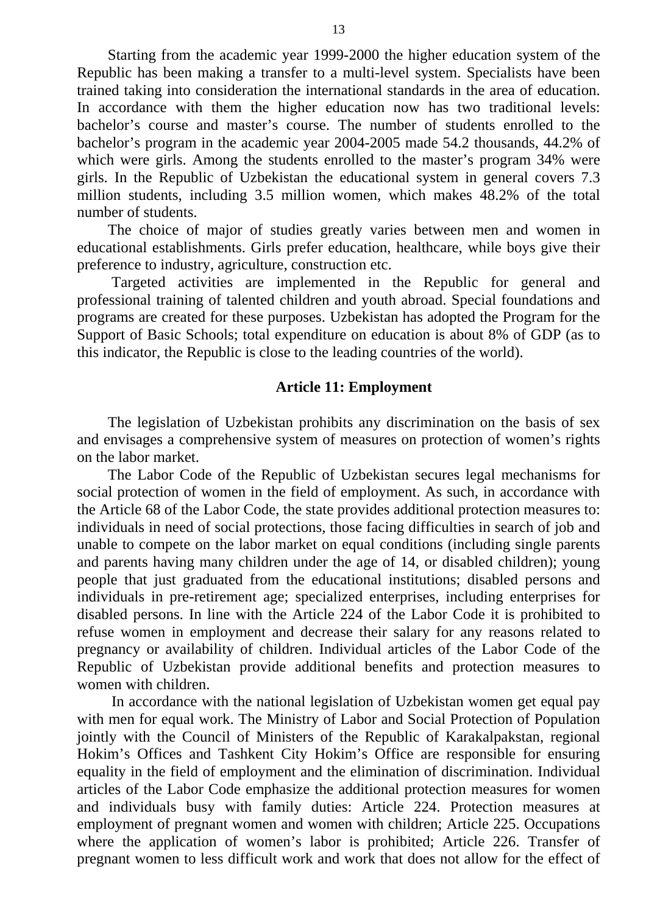Starting from the academic year 1999-2000 the higher education system of the Republic has been making a transfer to a multi-level system. Specialists have been trained taking into consideration the international standards in the area of education. In accordance with them the higher education now has two traditional levels: bachelor’s course and master’s course. The number of students enrolled to the bachelor’s program in the academic year 2004-2005 made 54.2 thousands, 44.2% of which were girls. Among the students enrolled to the master’s program 34% were girls. In the Republic of Uzbekistan the educational system in general covers 7.3 million students, including 3.5 million women, which makes 48.2% of the total number of students.

The choice of major of studies greatly varies between men and women in educational establishments. Girls prefer education, healthcare, while boys give their preference to industry, agriculture, construction etc.

Targeted activities are implemented in the Republic for general and professional training of talented children and youth abroad. Special foundations and programs are created for these purposes. Uzbekistan has adopted the Program for the Support of Basic Schools; total expenditure on education is about 8% of GDP (as to this indicator, the Republic is close to the leading countries of the world).

## Article 11: Employment

The legislation of Uzbekistan prohibits any discrimination on the basis of sex and envisages a comprehensive system of measures on protection of women’s rights on the labor market.

The Labor Code of the Republic of Uzbekistan secures legal mechanisms for social protection of women in the field of employment. As such, in accordance with the Article 68 of the Labor Code, the state provides additional protection measures to: individuals in need of social protections, those facing difficulties in search of job and unable to compete on the labor market on equal conditions (including single parents and parents having many children under the age of 14, or disabled children); young people that just graduated from the educational institutions; disabled persons and individuals in pre-retirement age; specialized enterprises, including enterprises for disabled persons. In line with the Article 224 of the Labor Code it is prohibited to refuse women in employment and decrease their salary for any reasons related to pregnancy or availability of children. Individual articles of the Labor Code of the Republic of Uzbekistan provide additional benefits and protection measures to women with children.

In accordance with the national legislation of Uzbekistan women get equal pay with men for equal work. The Ministry of Labor and Social Protection of Population jointly with the Council of Ministers of the Republic of Karakalpakstan, regional Hokim’s Offices and Tashkent City Hokim’s Office are responsible for ensuring equality in the field of employment and the elimination of discrimination. Individual articles of the Labor Code emphasize the additional protection measures for women and individuals busy with family duties: Article 224. Protection measures at employment of pregnant women and women with children; Article 225. Occupations where the application of women’s labor is prohibited; Article 226. Transfer of pregnant women to less difficult work and work that does not allow for the effect of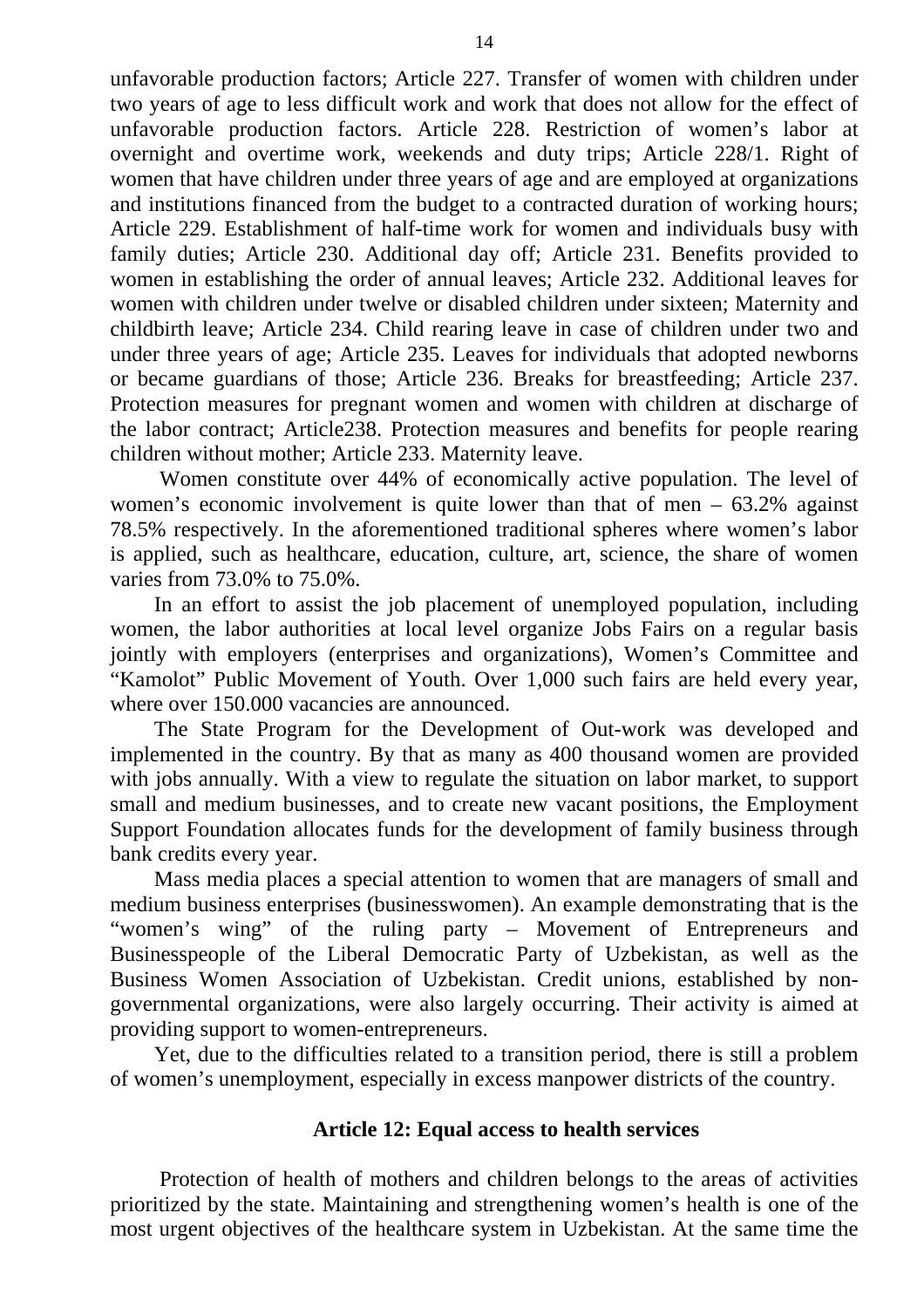unfavorable production factors; Article 227. Transfer of women with children under two years of age to less difficult work and work that does not allow for the effect of unfavorable production factors. Article 228. Restriction of women's labor at overnight and overtime work, weekends and duty trips; Article 228/1. Right of women that have children under three years of age and are employed at organizations and institutions financed from the budget to a contracted duration of working hours; Article 229. Establishment of half-time work for women and individuals busy with family duties; Article 230. Additional day off; Article 231. Benefits provided to women in establishing the order of annual leaves; Article 232. Additional leaves for women with children under twelve or disabled children under sixteen; Maternity and childbirth leave; Article 234. Child rearing leave in case of children under two and under three years of age; Article 235. Leaves for individuals that adopted newborns or became guardians of those; Article 236. Breaks for breastfeeding; Article 237. Protection measures for pregnant women and women with children at discharge of the labor contract; Article238. Protection measures and benefits for people rearing children without mother; Article 233. Maternity leave.

Women constitute over 44% of economically active population. The level of women's economic involvement is quite lower than that of men – 63.2% against 78.5% respectively. In the aforementioned traditional spheres where women's labor is applied, such as healthcare, education, culture, art, science, the share of women varies from 73.0% to 75.0%.

In an effort to assist the job placement of unemployed population, including women, the labor authorities at local level organize Jobs Fairs on a regular basis jointly with employers (enterprises and organizations), Women's Committee and "Kamolot" Public Movement of Youth. Over 1,000 such fairs are held every year, where over 150.000 vacancies are announced.

The State Program for the Development of Out-work was developed and implemented in the country. By that as many as 400 thousand women are provided with jobs annually. With a view to regulate the situation on labor market, to support small and medium businesses, and to create new vacant positions, the Employment Support Foundation allocates funds for the development of family business through bank credits every year.

Mass media places a special attention to women that are managers of small and medium business enterprises (businesswomen). An example demonstrating that is the "women's wing" of the ruling party – Movement of Entrepreneurs and Businesspeople of the Liberal Democratic Party of Uzbekistan, as well as the Business Women Association of Uzbekistan. Credit unions, established by non-governmental organizations, were also largely occurring. Their activity is aimed at providing support to women-entrepreneurs.

Yet, due to the difficulties related to a transition period, there is still a problem of women's unemployment, especially in excess manpower districts of the country.

### Article 12: Equal access to health services

Protection of health of mothers and children belongs to the areas of activities prioritized by the state. Maintaining and strengthening women's health is one of the most urgent objectives of the healthcare system in Uzbekistan. At the same time the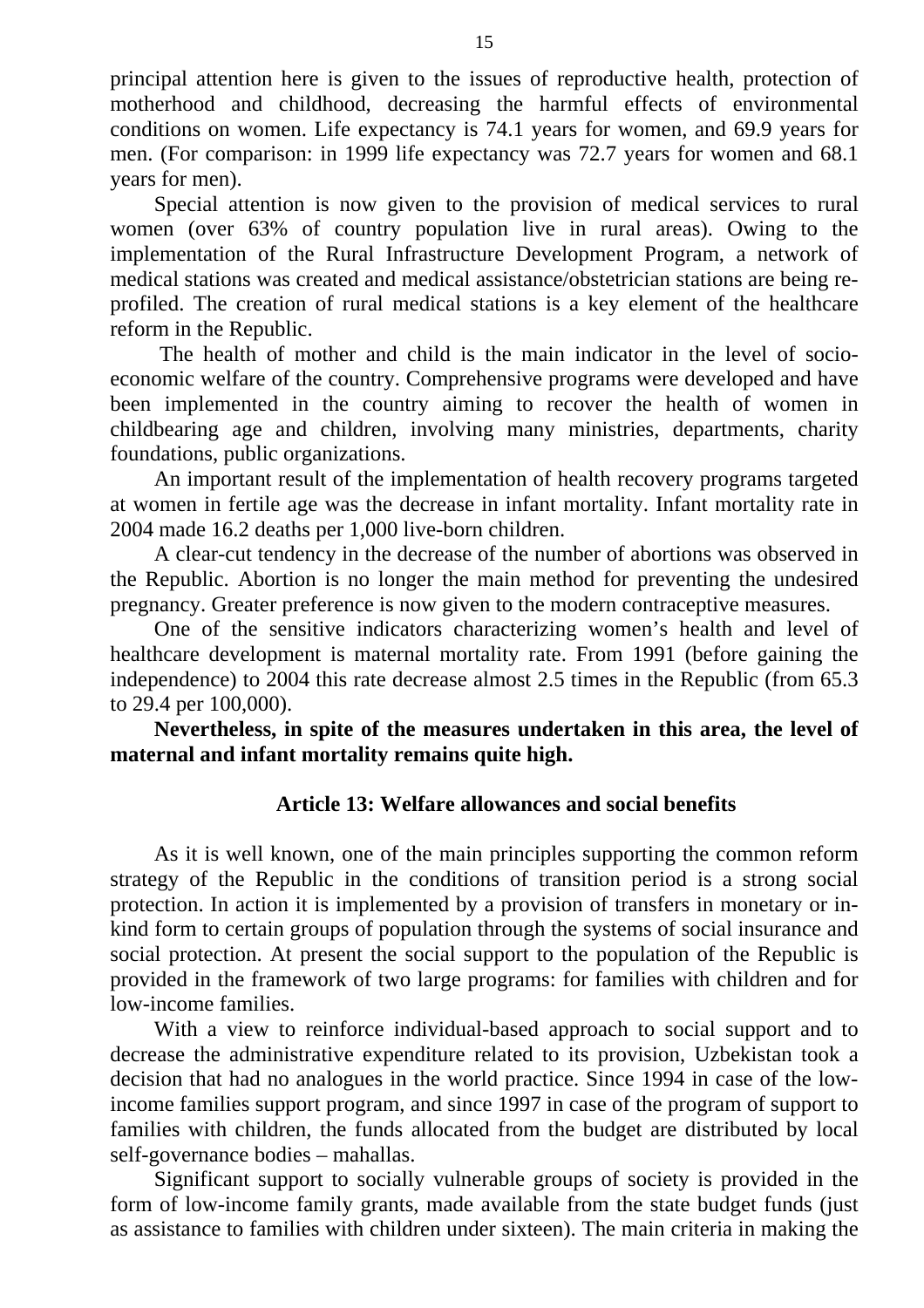principal attention here is given to the issues of reproductive health, protection of motherhood and childhood, decreasing the harmful effects of environmental conditions on women. Life expectancy is 74.1 years for women, and 69.9 years for men. (For comparison: in 1999 life expectancy was 72.7 years for women and 68.1 years for men).

Special attention is now given to the provision of medical services to rural women (over 63% of country population live in rural areas). Owing to the implementation of the Rural Infrastructure Development Program, a network of medical stations was created and medical assistance/obstetrician stations are being re-profiled. The creation of rural medical stations is a key element of the healthcare reform in the Republic.

The health of mother and child is the main indicator in the level of socio-economic welfare of the country. Comprehensive programs were developed and have been implemented in the country aiming to recover the health of women in childbearing age and children, involving many ministries, departments, charity foundations, public organizations.

An important result of the implementation of health recovery programs targeted at women in fertile age was the decrease in infant mortality. Infant mortality rate in 2004 made 16.2 deaths per 1,000 live-born children.

A clear-cut tendency in the decrease of the number of abortions was observed in the Republic. Abortion is no longer the main method for preventing the undesired pregnancy. Greater preference is now given to the modern contraceptive measures.

One of the sensitive indicators characterizing women's health and level of healthcare development is maternal mortality rate. From 1991 (before gaining the independence) to 2004 this rate decrease almost 2.5 times in the Republic (from 65.3 to 29.4 per 100,000).

**Nevertheless, in spite of the measures undertaken in this area, the level of maternal and infant mortality remains quite high.**

### Article 13: Welfare allowances and social benefits

As it is well known, one of the main principles supporting the common reform strategy of the Republic in the conditions of transition period is a strong social protection. In action it is implemented by a provision of transfers in monetary or in-kind form to certain groups of population through the systems of social insurance and social protection. At present the social support to the population of the Republic is provided in the framework of two large programs: for families with children and for low-income families.

With a view to reinforce individual-based approach to social support and to decrease the administrative expenditure related to its provision, Uzbekistan took a decision that had no analogues in the world practice. Since 1994 in case of the low-income families support program, and since 1997 in case of the program of support to families with children, the funds allocated from the budget are distributed by local self-governance bodies – mahallas.

Significant support to socially vulnerable groups of society is provided in the form of low-income family grants, made available from the state budget funds (just as assistance to families with children under sixteen). The main criteria in making the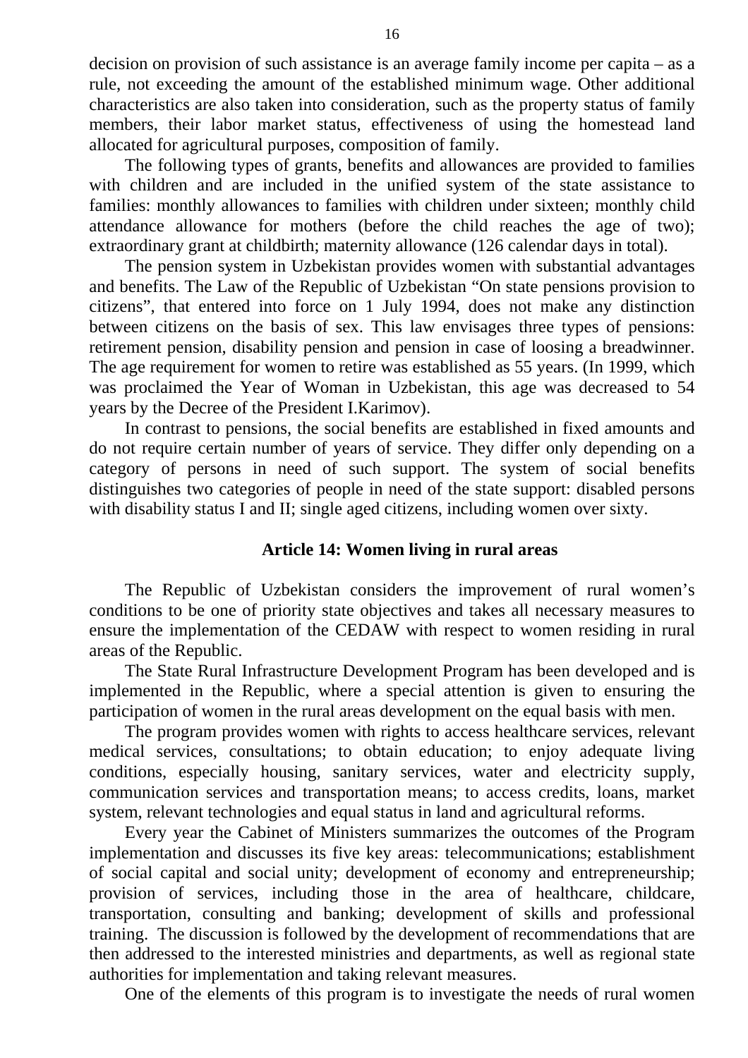decision on provision of such assistance is an average family income per capita – as a rule, not exceeding the amount of the established minimum wage. Other additional characteristics are also taken into consideration, such as the property status of family members, their labor market status, effectiveness of using the homestead land allocated for agricultural purposes, composition of family.

The following types of grants, benefits and allowances are provided to families with children and are included in the unified system of the state assistance to families: monthly allowances to families with children under sixteen; monthly child attendance allowance for mothers (before the child reaches the age of two); extraordinary grant at childbirth; maternity allowance (126 calendar days in total).

The pension system in Uzbekistan provides women with substantial advantages and benefits. The Law of the Republic of Uzbekistan "On state pensions provision to citizens", that entered into force on 1 July 1994, does not make any distinction between citizens on the basis of sex. This law envisages three types of pensions: retirement pension, disability pension and pension in case of loosing a breadwinner. The age requirement for women to retire was established as 55 years. (In 1999, which was proclaimed the Year of Woman in Uzbekistan, this age was decreased to 54 years by the Decree of the President I.Karimov).

In contrast to pensions, the social benefits are established in fixed amounts and do not require certain number of years of service. They differ only depending on a category of persons in need of such support. The system of social benefits distinguishes two categories of people in need of the state support: disabled persons with disability status I and II; single aged citizens, including women over sixty.

## Article 14: Women living in rural areas

The Republic of Uzbekistan considers the improvement of rural women's conditions to be one of priority state objectives and takes all necessary measures to ensure the implementation of the CEDAW with respect to women residing in rural areas of the Republic.

The State Rural Infrastructure Development Program has been developed and is implemented in the Republic, where a special attention is given to ensuring the participation of women in the rural areas development on the equal basis with men.

The program provides women with rights to access healthcare services, relevant medical services, consultations; to obtain education; to enjoy adequate living conditions, especially housing, sanitary services, water and electricity supply, communication services and transportation means; to access credits, loans, market system, relevant technologies and equal status in land and agricultural reforms.

Every year the Cabinet of Ministers summarizes the outcomes of the Program implementation and discusses its five key areas: telecommunications; establishment of social capital and social unity; development of economy and entrepreneurship; provision of services, including those in the area of healthcare, childcare, transportation, consulting and banking; development of skills and professional training. The discussion is followed by the development of recommendations that are then addressed to the interested ministries and departments, as well as regional state authorities for implementation and taking relevant measures.

One of the elements of this program is to investigate the needs of rural women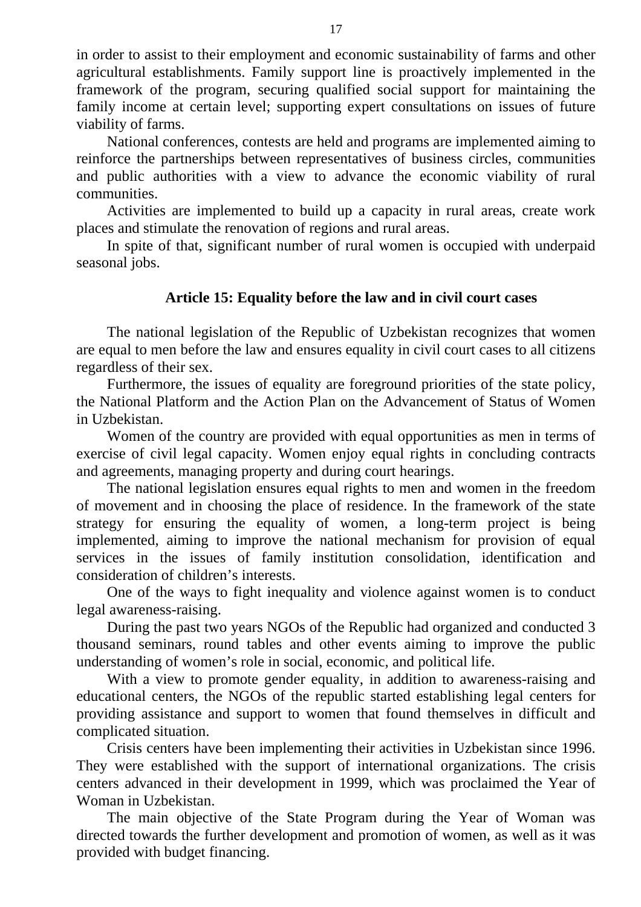in order to assist to their employment and economic sustainability of farms and other agricultural establishments. Family support line is proactively implemented in the framework of the program, securing qualified social support for maintaining the family income at certain level; supporting expert consultations on issues of future viability of farms.

National conferences, contests are held and programs are implemented aiming to reinforce the partnerships between representatives of business circles, communities and public authorities with a view to advance the economic viability of rural communities.

Activities are implemented to build up a capacity in rural areas, create work places and stimulate the renovation of regions and rural areas.

In spite of that, significant number of rural women is occupied with underpaid seasonal jobs.

## Article 15: Equality before the law and in civil court cases

The national legislation of the Republic of Uzbekistan recognizes that women are equal to men before the law and ensures equality in civil court cases to all citizens regardless of their sex.

Furthermore, the issues of equality are foreground priorities of the state policy, the National Platform and the Action Plan on the Advancement of Status of Women in Uzbekistan.

Women of the country are provided with equal opportunities as men in terms of exercise of civil legal capacity. Women enjoy equal rights in concluding contracts and agreements, managing property and during court hearings.

The national legislation ensures equal rights to men and women in the freedom of movement and in choosing the place of residence. In the framework of the state strategy for ensuring the equality of women, a long-term project is being implemented, aiming to improve the national mechanism for provision of equal services in the issues of family institution consolidation, identification and consideration of children's interests.

One of the ways to fight inequality and violence against women is to conduct legal awareness-raising.

During the past two years NGOs of the Republic had organized and conducted 3 thousand seminars, round tables and other events aiming to improve the public understanding of women's role in social, economic, and political life.

With a view to promote gender equality, in addition to awareness-raising and educational centers, the NGOs of the republic started establishing legal centers for providing assistance and support to women that found themselves in difficult and complicated situation.

Crisis centers have been implementing their activities in Uzbekistan since 1996. They were established with the support of international organizations. The crisis centers advanced in their development in 1999, which was proclaimed the Year of Woman in Uzbekistan.

The main objective of the State Program during the Year of Woman was directed towards the further development and promotion of women, as well as it was provided with budget financing.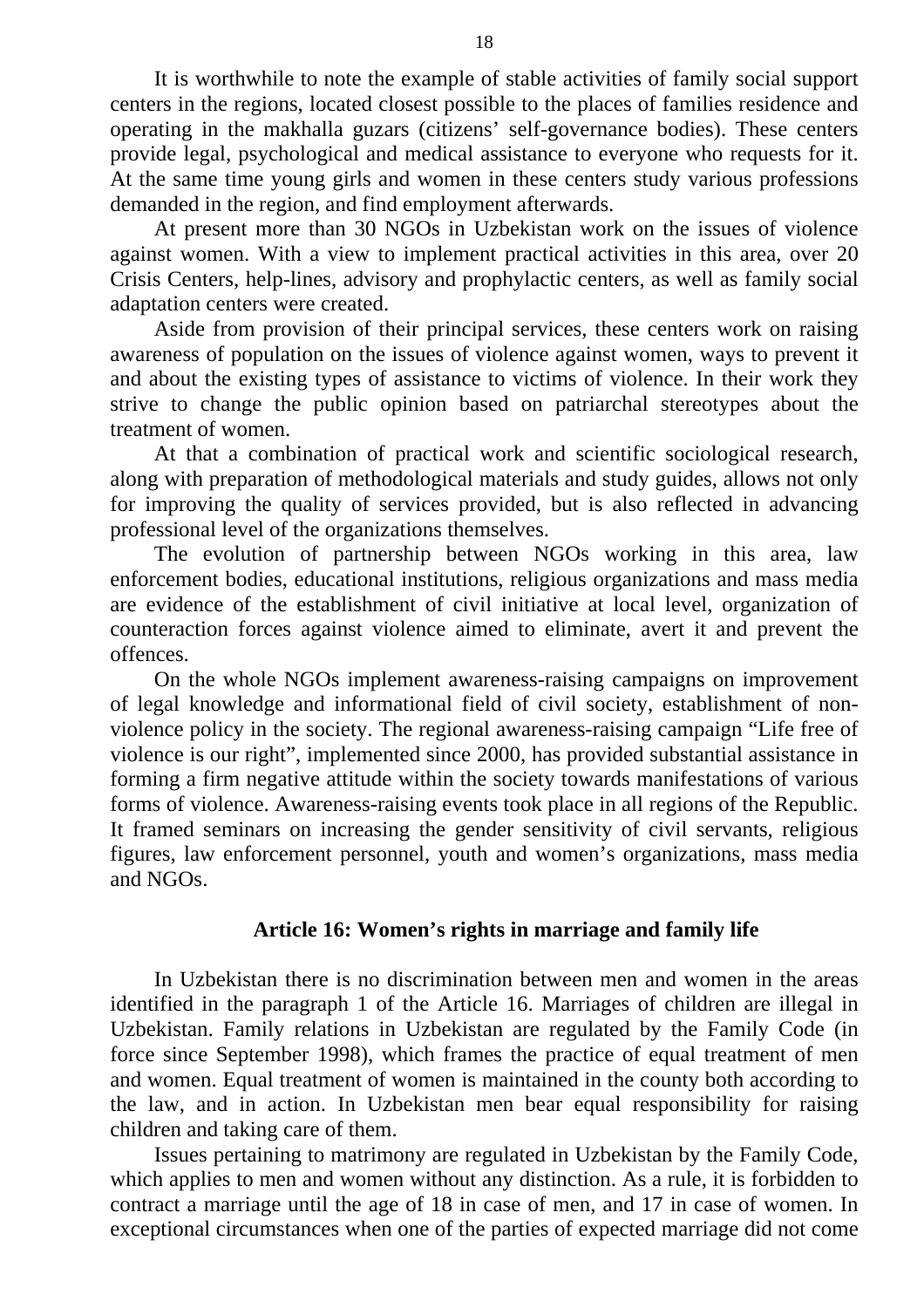It is worthwhile to note the example of stable activities of family social support centers in the regions, located closest possible to the places of families residence and operating in the makhalla guzars (citizens' self-governance bodies). These centers provide legal, psychological and medical assistance to everyone who requests for it. At the same time young girls and women in these centers study various professions demanded in the region, and find employment afterwards.

At present more than 30 NGOs in Uzbekistan work on the issues of violence against women. With a view to implement practical activities in this area, over 20 Crisis Centers, help-lines, advisory and prophylactic centers, as well as family social adaptation centers were created.

Aside from provision of their principal services, these centers work on raising awareness of population on the issues of violence against women, ways to prevent it and about the existing types of assistance to victims of violence. In their work they strive to change the public opinion based on patriarchal stereotypes about the treatment of women.

At that a combination of practical work and scientific sociological research, along with preparation of methodological materials and study guides, allows not only for improving the quality of services provided, but is also reflected in advancing professional level of the organizations themselves.

The evolution of partnership between NGOs working in this area, law enforcement bodies, educational institutions, religious organizations and mass media are evidence of the establishment of civil initiative at local level, organization of counteraction forces against violence aimed to eliminate, avert it and prevent the offences.

On the whole NGOs implement awareness-raising campaigns on improvement of legal knowledge and informational field of civil society, establishment of non-violence policy in the society. The regional awareness-raising campaign "Life free of violence is our right", implemented since 2000, has provided substantial assistance in forming a firm negative attitude within the society towards manifestations of various forms of violence. Awareness-raising events took place in all regions of the Republic. It framed seminars on increasing the gender sensitivity of civil servants, religious figures, law enforcement personnel, youth and women's organizations, mass media and NGOs.

## Article 16: Women's rights in marriage and family life

In Uzbekistan there is no discrimination between men and women in the areas identified in the paragraph 1 of the Article 16. Marriages of children are illegal in Uzbekistan. Family relations in Uzbekistan are regulated by the Family Code (in force since September 1998), which frames the practice of equal treatment of men and women. Equal treatment of women is maintained in the county both according to the law, and in action. In Uzbekistan men bear equal responsibility for raising children and taking care of them.

Issues pertaining to matrimony are regulated in Uzbekistan by the Family Code, which applies to men and women without any distinction. As a rule, it is forbidden to contract a marriage until the age of 18 in case of men, and 17 in case of women. In exceptional circumstances when one of the parties of expected marriage did not come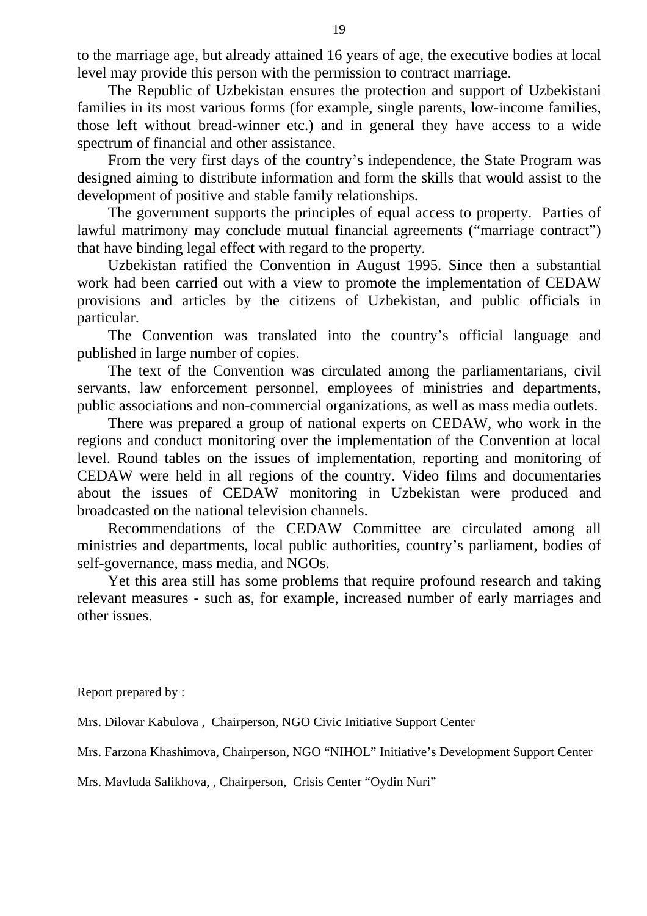to the marriage age, but already attained 16 years of age, the executive bodies at local level may provide this person with the permission to contract marriage.

The Republic of Uzbekistan ensures the protection and support of Uzbekistani families in its most various forms (for example, single parents, low-income families, those left without bread-winner etc.) and in general they have access to a wide spectrum of financial and other assistance.

From the very first days of the country's independence, the State Program was designed aiming to distribute information and form the skills that would assist to the development of positive and stable family relationships.

The government supports the principles of equal access to property. Parties of lawful matrimony may conclude mutual financial agreements ("marriage contract") that have binding legal effect with regard to the property.

Uzbekistan ratified the Convention in August 1995. Since then a substantial work had been carried out with a view to promote the implementation of CEDAW provisions and articles by the citizens of Uzbekistan, and public officials in particular.

The Convention was translated into the country's official language and published in large number of copies.

The text of the Convention was circulated among the parliamentarians, civil servants, law enforcement personnel, employees of ministries and departments, public associations and non-commercial organizations, as well as mass media outlets.

There was prepared a group of national experts on CEDAW, who work in the regions and conduct monitoring over the implementation of the Convention at local level. Round tables on the issues of implementation, reporting and monitoring of CEDAW were held in all regions of the country. Video films and documentaries about the issues of CEDAW monitoring in Uzbekistan were produced and broadcasted on the national television channels.

Recommendations of the CEDAW Committee are circulated among all ministries and departments, local public authorities, country's parliament, bodies of self-governance, mass media, and NGOs.

Yet this area still has some problems that require profound research and taking relevant measures - such as, for example, increased number of early marriages and other issues.

Report prepared by :

Mrs. Dilovar Kabulova , Chairperson, NGO Civic Initiative Support Center

Mrs. Farzona Khashimova, Chairperson, NGO "NIHOL" Initiative's Development Support Center

Mrs. Mavluda Salikhova, , Chairperson, Crisis Center "Oydin Nuri"